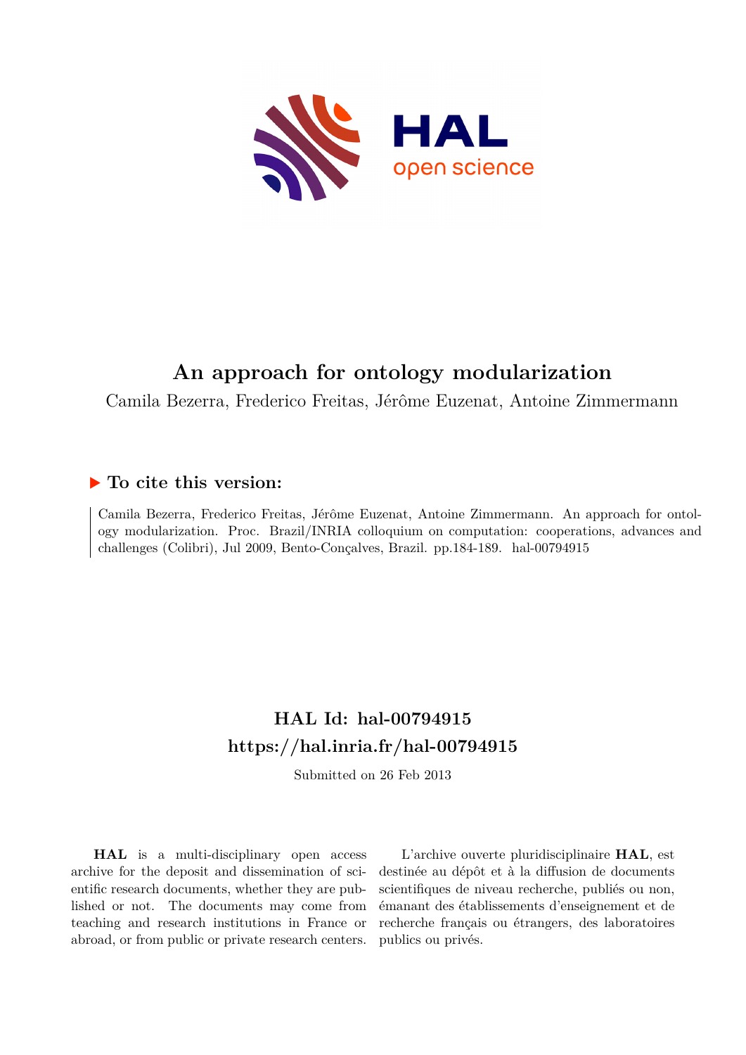# An approach for ontology modularization

Camila Bezerra, Frederico Freitas, Jérôme Euzenat, Antoine Zimmermann

## ▶ To cite this version:

Camila Bezerra, Frederico Freitas, Jérôme Euzenat, Antoine Zimmermann. An approach for ontology modularization. Proc. Brazil/INRIA colloquium on computation: cooperations, advances and challenges (Colibri), Jul 2009, Bento-Conçalves, Brazil. pp.184-189. hal-00794915

## HAL Id: hal-00794915

## https://hal.inria.fr/hal-00794915

Submitted on 26 Feb 2013

**HAL** is a multi-disciplinary open access archive for the deposit and dissemination of scientific research documents, whether they are published or not. The documents may come from teaching and research institutions in France or abroad, or from public or private research centers.

L'archive ouverte pluridisciplinaire **HAL**, est destinée au dépôt et à la diffusion de documents scientifiques de niveau recherche, publiés ou non, émanant des établissements d'enseignement et de recherche français ou étrangers, des laboratoires publics ou privés.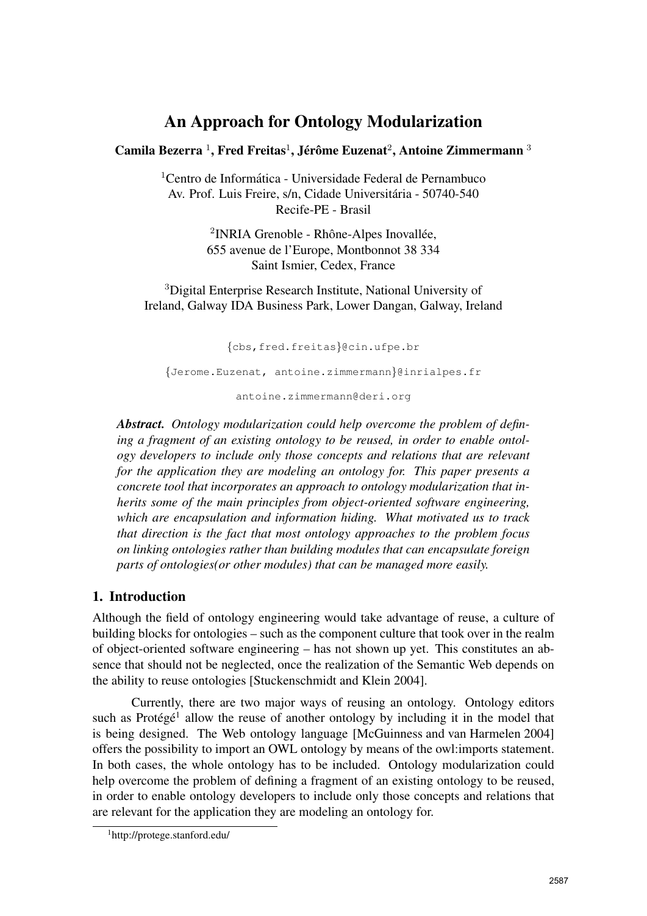# An Approach for Ontology Modularization

**Camila Bezerra [1], Fred Freitas[1], Jérôme Euzenat[2], Antoine Zimmermann [3]**

[1]Centro de Informática - Universidade Federal de Pernambuco
Av. Prof. Luis Freire, s/n, Cidade Universitária - 50740-540
Recife-PE - Brasil

[2]INRIA Grenoble - Rhône-Alpes Inovallée,
655 avenue de l'Europe, Montbonnot 38 334
Saint Ismier, Cedex, France

[3]Digital Enterprise Research Institute, National University of
Ireland, Galway IDA Business Park, Lower Dangan, Galway, Ireland

{cbs,fred.freitas}@cin.ufpe.br

{Jerome.Euzenat, antoine.zimmermann}@inrialpes.fr

antoine.zimmermann@deri.org

***Abstract.*** *Ontology modularization could help overcome the problem of defining a fragment of an existing ontology to be reused, in order to enable ontology developers to include only those concepts and relations that are relevant for the application they are modeling an ontology for. This paper presents a concrete tool that incorporates an approach to ontology modularization that inherits some of the main principles from object-oriented software engineering, which are encapsulation and information hiding. What motivated us to track that direction is the fact that most ontology approaches to the problem focus on linking ontologies rather than building modules that can encapsulate foreign parts of ontologies(or other modules) that can be managed more easily.*

## 1. Introduction

Although the field of ontology engineering would take advantage of reuse, a culture of building blocks for ontologies – such as the component culture that took over in the realm of object-oriented software engineering – has not shown up yet. This constitutes an absence that should not be neglected, once the realization of the Semantic Web depends on the ability to reuse ontologies [Stuckenschmidt and Klein 2004].

Currently, there are two major ways of reusing an ontology. Ontology editors such as Protégé[1] allow the reuse of another ontology by including it in the model that is being designed. The Web ontology language [McGuinness and van Harmelen 2004] offers the possibility to import an OWL ontology by means of the owl:imports statement. In both cases, the whole ontology has to be included. Ontology modularization could help overcome the problem of defining a fragment of an existing ontology to be reused, in order to enable ontology developers to include only those concepts and relations that are relevant for the application they are modeling an ontology for.

[1]http://protege.stanford.edu/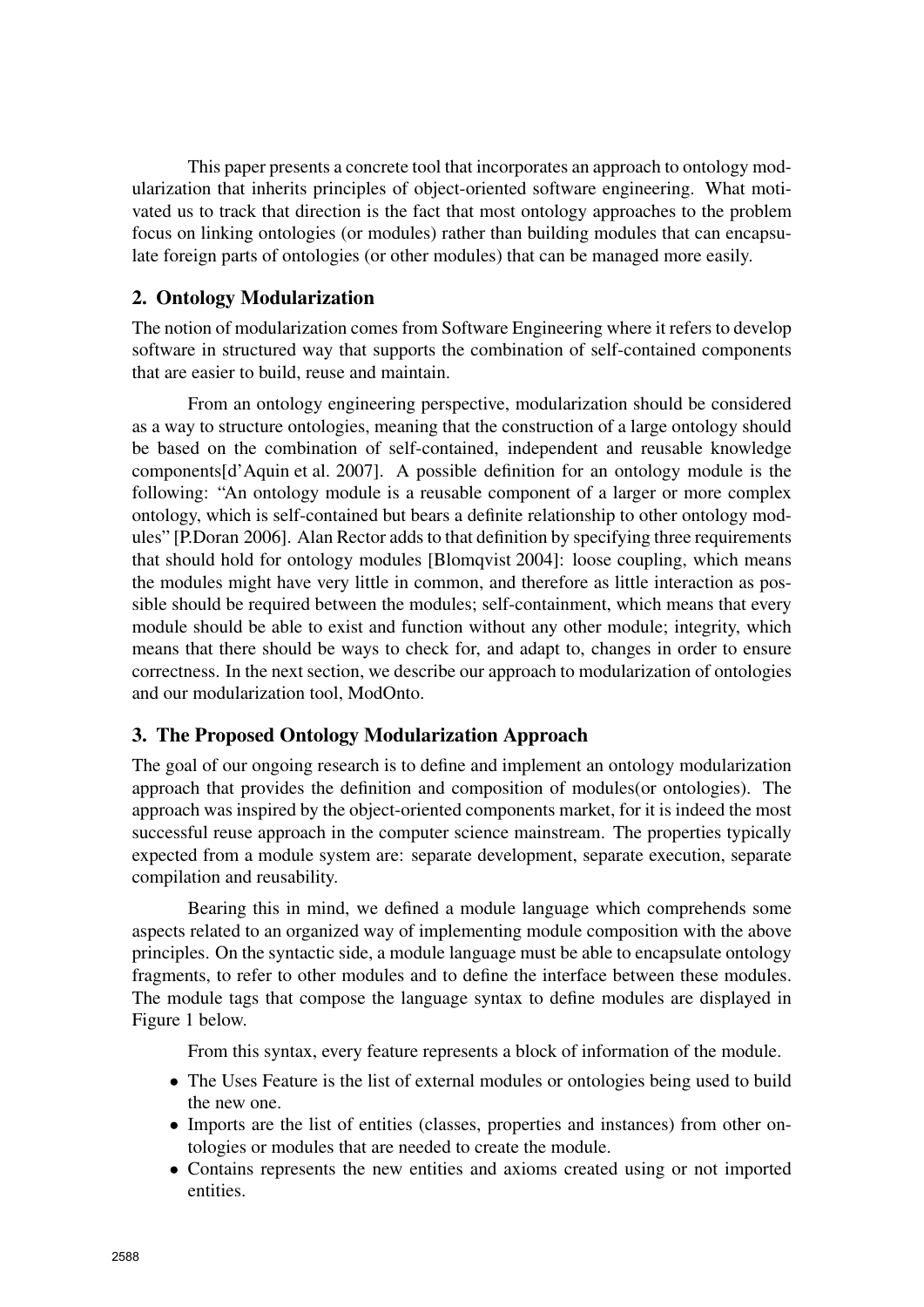This paper presents a concrete tool that incorporates an approach to ontology modularization that inherits principles of object-oriented software engineering. What motivated us to track that direction is the fact that most ontology approaches to the problem focus on linking ontologies (or modules) rather than building modules that can encapsulate foreign parts of ontologies (or other modules) that can be managed more easily.

## 2. Ontology Modularization

The notion of modularization comes from Software Engineering where it refers to develop software in structured way that supports the combination of self-contained components that are easier to build, reuse and maintain.

From an ontology engineering perspective, modularization should be considered as a way to structure ontologies, meaning that the construction of a large ontology should be based on the combination of self-contained, independent and reusable knowledge components[d'Aquin et al. 2007]. A possible definition for an ontology module is the following: "An ontology module is a reusable component of a larger or more complex ontology, which is self-contained but bears a definite relationship to other ontology modules" [P.Doran 2006]. Alan Rector adds to that definition by specifying three requirements that should hold for ontology modules [Blomqvist 2004]: loose coupling, which means the modules might have very little in common, and therefore as little interaction as possible should be required between the modules; self-containment, which means that every module should be able to exist and function without any other module; integrity, which means that there should be ways to check for, and adapt to, changes in order to ensure correctness. In the next section, we describe our approach to modularization of ontologies and our modularization tool, ModOnto.

## 3. The Proposed Ontology Modularization Approach

The goal of our ongoing research is to define and implement an ontology modularization approach that provides the definition and composition of modules(or ontologies). The approach was inspired by the object-oriented components market, for it is indeed the most successful reuse approach in the computer science mainstream. The properties typically expected from a module system are: separate development, separate execution, separate compilation and reusability.

Bearing this in mind, we defined a module language which comprehends some aspects related to an organized way of implementing module composition with the above principles. On the syntactic side, a module language must be able to encapsulate ontology fragments, to refer to other modules and to define the interface between these modules. The module tags that compose the language syntax to define modules are displayed in Figure 1 below.

From this syntax, every feature represents a block of information of the module.

- The Uses Feature is the list of external modules or ontologies being used to build the new one.
- Imports are the list of entities (classes, properties and instances) from other ontologies or modules that are needed to create the module.
- Contains represents the new entities and axioms created using or not imported entities.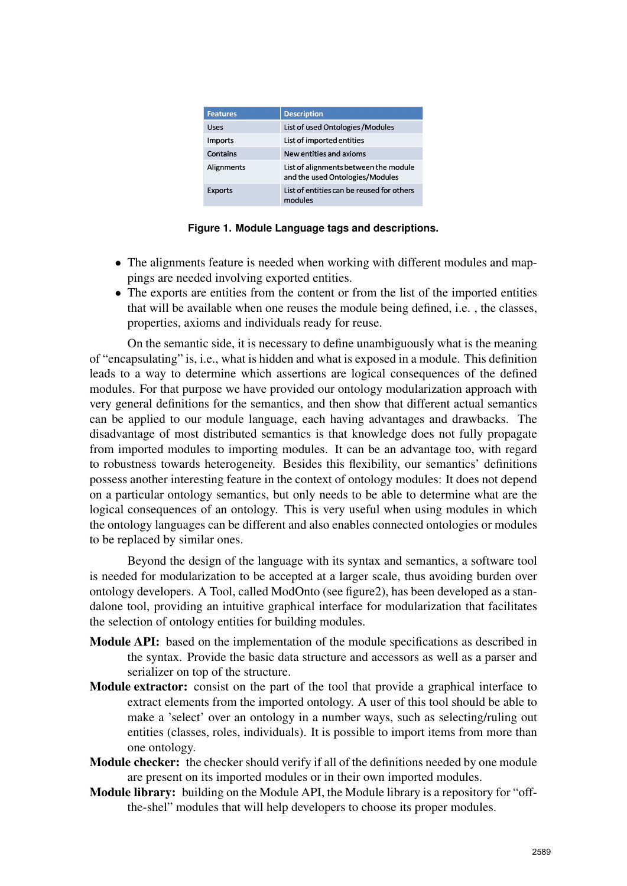| Features | Description |
|---|---|
| Uses | List of used Ontologies /Modules |
| Imports | List of imported entities |
| Contains | New entities and axioms |
| Alignments | List of alignments between the module and the used Ontologies/Modules |
| Exports | List of entities can be reused for others modules |

**Figure 1. Module Language tags and descriptions.**

- The alignments feature is needed when working with different modules and mappings are needed involving exported entities.
- The exports are entities from the content or from the list of the imported entities that will be available when one reuses the module being defined, i.e. , the classes, properties, axioms and individuals ready for reuse.

On the semantic side, it is necessary to define unambiguously what is the meaning of "encapsulating" is, i.e., what is hidden and what is exposed in a module. This definition leads to a way to determine which assertions are logical consequences of the defined modules. For that purpose we have provided our ontology modularization approach with very general definitions for the semantics, and then show that different actual semantics can be applied to our module language, each having advantages and drawbacks. The disadvantage of most distributed semantics is that knowledge does not fully propagate from imported modules to importing modules. It can be an advantage too, with regard to robustness towards heterogeneity. Besides this flexibility, our semantics' definitions possess another interesting feature in the context of ontology modules: It does not depend on a particular ontology semantics, but only needs to be able to determine what are the logical consequences of an ontology. This is very useful when using modules in which the ontology languages can be different and also enables connected ontologies or modules to be replaced by similar ones.

Beyond the design of the language with its syntax and semantics, a software tool is needed for modularization to be accepted at a larger scale, thus avoiding burden over ontology developers. A Tool, called ModOnto (see figure2), has been developed as a standalone tool, providing an intuitive graphical interface for modularization that facilitates the selection of ontology entities for building modules.

**Module API:** based on the implementation of the module specifications as described in the syntax. Provide the basic data structure and accessors as well as a parser and serializer on top of the structure.

**Module extractor:** consist on the part of the tool that provide a graphical interface to extract elements from the imported ontology. A user of this tool should be able to make a 'select' over an ontology in a number ways, such as selecting/ruling out entities (classes, roles, individuals). It is possible to import items from more than one ontology.

**Module checker:** the checker should verify if all of the definitions needed by one module are present on its imported modules or in their own imported modules.

**Module library:** building on the Module API, the Module library is a repository for "off-the-shel" modules that will help developers to choose its proper modules.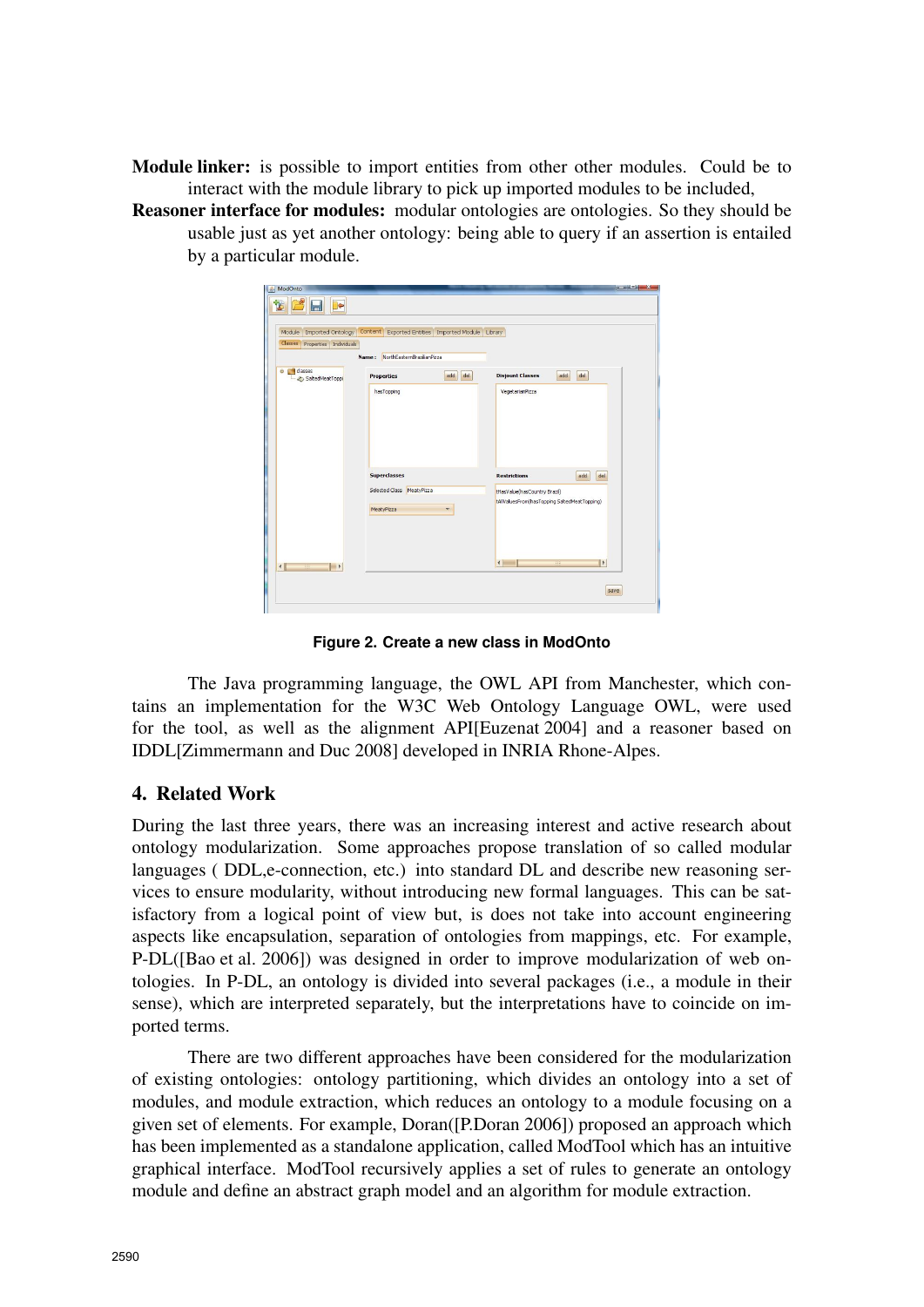**Module linker:** is possible to import entities from other other modules. Could be to interact with the module library to pick up imported modules to be included,

**Reasoner interface for modules:** modular ontologies are ontologies. So they should be usable just as yet another ontology: being able to query if an assertion is entailed by a particular module.

**Figure 2. Create a new class in ModOnto**

The Java programming language, the OWL API from Manchester, which contains an implementation for the W3C Web Ontology Language OWL, were used for the tool, as well as the alignment API[Euzenat 2004] and a reasoner based on IDDL[Zimmermann and Duc 2008] developed in INRIA Rhone-Alpes.

## 4. Related Work

During the last three years, there was an increasing interest and active research about ontology modularization. Some approaches propose translation of so called modular languages ( DDL,e-connection, etc.) into standard DL and describe new reasoning services to ensure modularity, without introducing new formal languages. This can be satisfactory from a logical point of view but, is does not take into account engineering aspects like encapsulation, separation of ontologies from mappings, etc. For example, P-DL([Bao et al. 2006]) was designed in order to improve modularization of web ontologies. In P-DL, an ontology is divided into several packages (i.e., a module in their sense), which are interpreted separately, but the interpretations have to coincide on imported terms.

There are two different approaches have been considered for the modularization of existing ontologies: ontology partitioning, which divides an ontology into a set of modules, and module extraction, which reduces an ontology to a module focusing on a given set of elements. For example, Doran([P.Doran 2006]) proposed an approach which has been implemented as a standalone application, called ModTool which has an intuitive graphical interface. ModTool recursively applies a set of rules to generate an ontology module and define an abstract graph model and an algorithm for module extraction.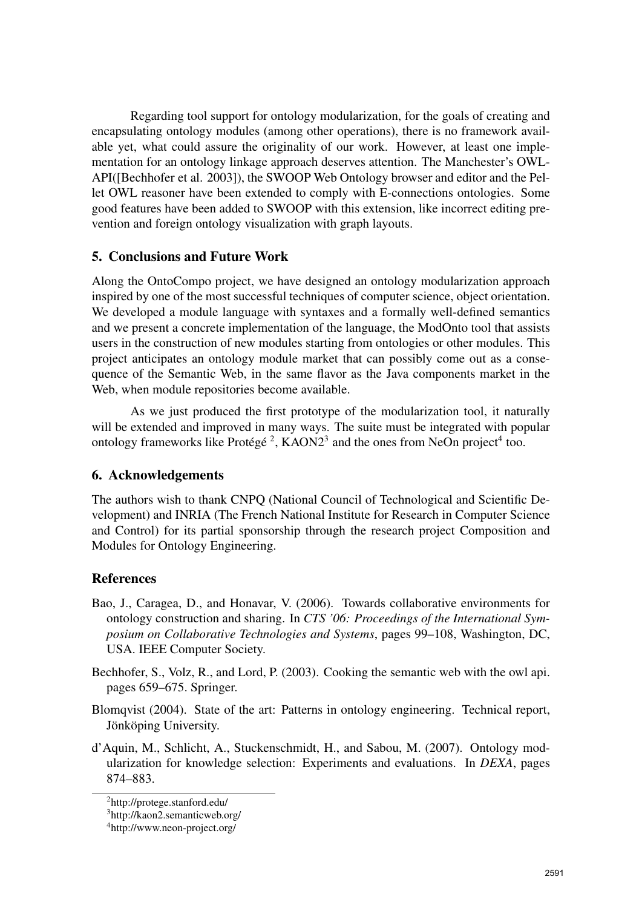Regarding tool support for ontology modularization, for the goals of creating and encapsulating ontology modules (among other operations), there is no framework available yet, what could assure the originality of our work. However, at least one implementation for an ontology linkage approach deserves attention. The Manchester's OWL-API([Bechhofer et al. 2003]), the SWOOP Web Ontology browser and editor and the Pellet OWL reasoner have been extended to comply with E-connections ontologies. Some good features have been added to SWOOP with this extension, like incorrect editing prevention and foreign ontology visualization with graph layouts.

## 5. Conclusions and Future Work

Along the OntoCompo project, we have designed an ontology modularization approach inspired by one of the most successful techniques of computer science, object orientation. We developed a module language with syntaxes and a formally well-defined semantics and we present a concrete implementation of the language, the ModOnto tool that assists users in the construction of new modules starting from ontologies or other modules. This project anticipates an ontology module market that can possibly come out as a consequence of the Semantic Web, in the same flavor as the Java components market in the Web, when module repositories become available.

As we just produced the first prototype of the modularization tool, it naturally will be extended and improved in many ways. The suite must be integrated with popular ontology frameworks like Protégé [2], KAON2[3] and the ones from NeOn project[4] too.

## 6. Acknowledgements

The authors wish to thank CNPQ (National Council of Technological and Scientific Development) and INRIA (The French National Institute for Research in Computer Science and Control) for its partial sponsorship through the research project Composition and Modules for Ontology Engineering.

## References

Bao, J., Caragea, D., and Honavar, V. (2006). Towards collaborative environments for ontology construction and sharing. In *CTS '06: Proceedings of the International Symposium on Collaborative Technologies and Systems*, pages 99–108, Washington, DC, USA. IEEE Computer Society.

Bechhofer, S., Volz, R., and Lord, P. (2003). Cooking the semantic web with the owl api. pages 659–675. Springer.

Blomqvist (2004). State of the art: Patterns in ontology engineering. Technical report, Jönköping University.

d'Aquin, M., Schlicht, A., Stuckenschmidt, H., and Sabou, M. (2007). Ontology modularization for knowledge selection: Experiments and evaluations. In *DEXA*, pages 874–883.

---

[2] http://protege.stanford.edu/

[3] http://kaon2.semanticweb.org/

[4] http://www.neon-project.org/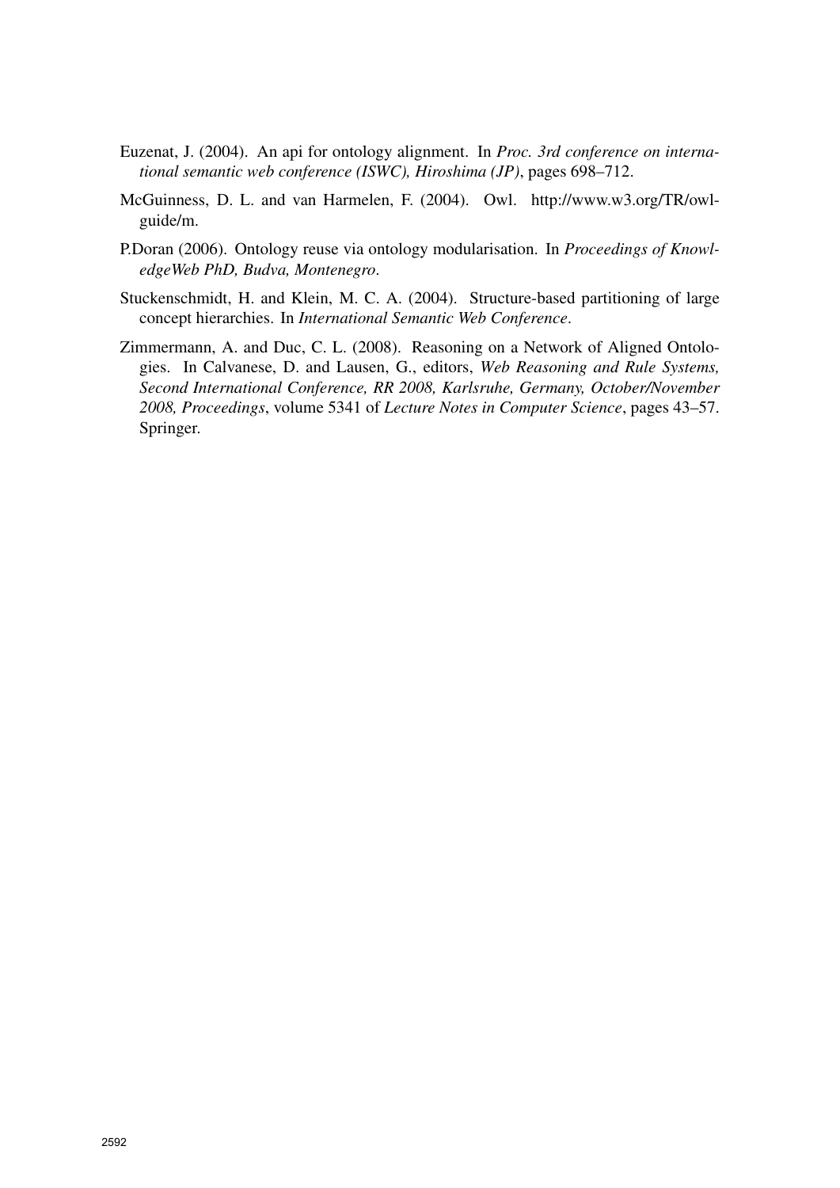Euzenat, J. (2004). An api for ontology alignment. In *Proc. 3rd conference on international semantic web conference (ISWC), Hiroshima (JP)*, pages 698–712.

McGuinness, D. L. and van Harmelen, F. (2004). Owl. http://www.w3.org/TR/owl-guide/m.

P.Doran (2006). Ontology reuse via ontology modularisation. In *Proceedings of KnowledgeWeb PhD, Budva, Montenegro*.

Stuckenschmidt, H. and Klein, M. C. A. (2004). Structure-based partitioning of large concept hierarchies. In *International Semantic Web Conference*.

Zimmermann, A. and Duc, C. L. (2008). Reasoning on a Network of Aligned Ontologies. In Calvanese, D. and Lausen, G., editors, *Web Reasoning and Rule Systems, Second International Conference, RR 2008, Karlsruhe, Germany, October/November 2008, Proceedings*, volume 5341 of *Lecture Notes in Computer Science*, pages 43–57. Springer.